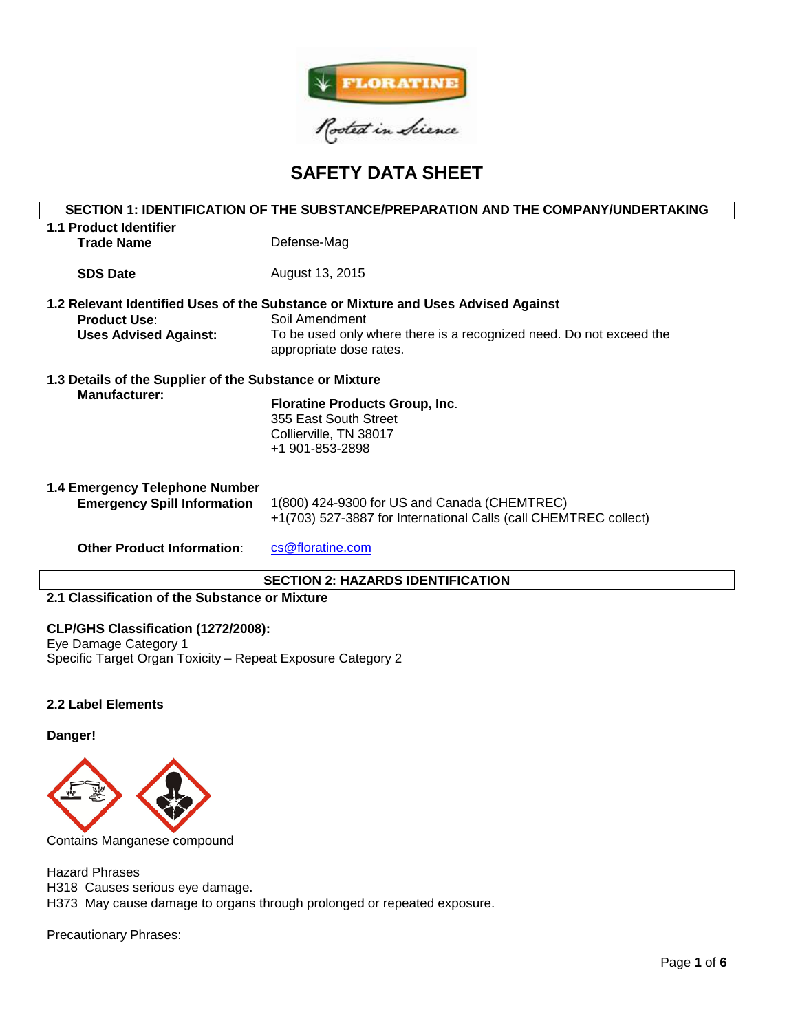# SAFETY DATA SHEET

## SECTION 1: IDENTIFICATION OF THE SUBSTANCE/PREPARATION AND THE COMPANY/UNDERTAKING

### 1.1 Product Identifier

**Trade Name** Defense-Mag

**SDS Date** August 13, 2015

### 1.2 Relevant Identified Uses of the Substance or Mixture and Uses Advised Against

**Product Use**: Soil Amendment

**Uses Advised Against:** To be used only where there is a recognized need. Do not exceed the appropriate dose rates.

### 1.3 Details of the Supplier of the Substance or Mixture

**Manufacturer:**

**Floratine Products Group, Inc**.
355 East South Street
Collierville, TN 38017
+1 901-853-2898

### 1.4 Emergency Telephone Number

**Emergency Spill Information** 1(800) 424-9300 for US and Canada (CHEMTREC)
+1(703) 527-3887 for International Calls (call CHEMTREC collect)

**Other Product Information**: cs@floratine.com

## SECTION 2: HAZARDS IDENTIFICATION

### 2.1 Classification of the Substance or Mixture

**CLP/GHS Classification (1272/2008):**
Eye Damage Category 1
Specific Target Organ Toxicity – Repeat Exposure Category 2

### 2.2 Label Elements

**Danger!**

Contains Manganese compound

Hazard Phrases
H318 Causes serious eye damage.
H373 May cause damage to organs through prolonged or repeated exposure.

Precautionary Phrases: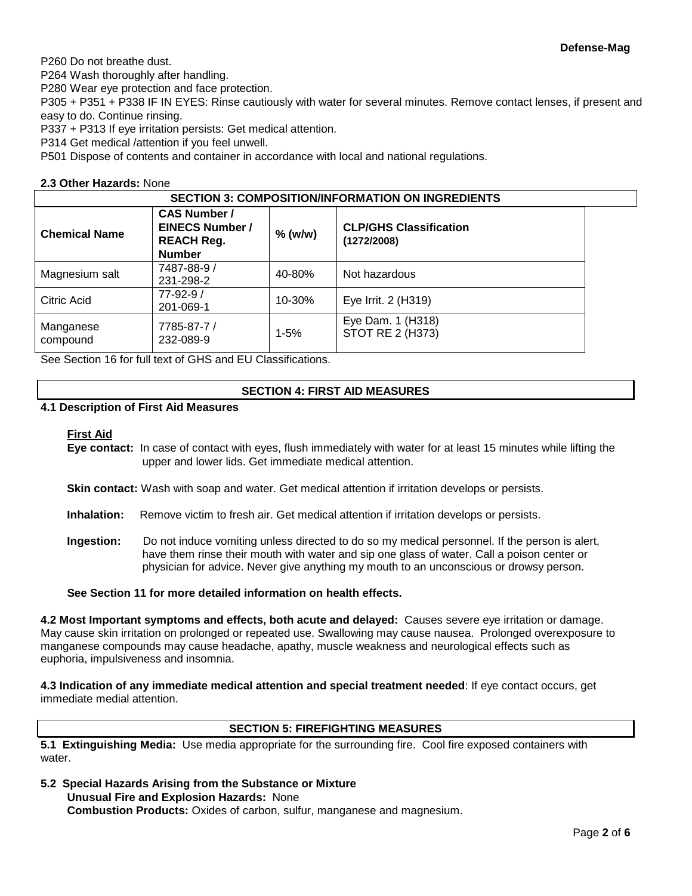P260 Do not breathe dust.
P264 Wash thoroughly after handling.
P280 Wear eye protection and face protection.
P305 + P351 + P338 IF IN EYES: Rinse cautiously with water for several minutes. Remove contact lenses, if present and easy to do. Continue rinsing.
P337 + P313 If eye irritation persists: Get medical attention.
P314 Get medical /attention if you feel unwell.
P501 Dispose of contents and container in accordance with local and national regulations.

**2.3 Other Hazards:** None

## SECTION 3: COMPOSITION/INFORMATION ON INGREDIENTS

| Chemical Name | CAS Number / EINECS Number / REACH Reg. Number | % (w/w) | CLP/GHS Classification (1272/2008) |
|---|---|---|---|
| Magnesium salt | 7487-88-9 / 231-298-2 | 40-80% | Not hazardous |
| Citric Acid | 77-92-9 / 201-069-1 | 10-30% | Eye Irrit. 2 (H319) |
| Manganese compound | 7785-87-7 / 232-089-9 | 1-5% | Eye Dam. 1 (H318) STOT RE 2 (H373) |

See Section 16 for full text of GHS and EU Classifications.

## SECTION 4: FIRST AID MEASURES

**4.1 Description of First Aid Measures**

**First Aid**

**Eye contact:** In case of contact with eyes, flush immediately with water for at least 15 minutes while lifting the upper and lower lids. Get immediate medical attention.

**Skin contact:** Wash with soap and water. Get medical attention if irritation develops or persists.

**Inhalation:** Remove victim to fresh air. Get medical attention if irritation develops or persists.

**Ingestion:** Do not induce vomiting unless directed to do so my medical personnel. If the person is alert, have them rinse their mouth with water and sip one glass of water. Call a poison center or physician for advice. Never give anything my mouth to an unconscious or drowsy person.

**See Section 11 for more detailed information on health effects.**

**4.2 Most Important symptoms and effects, both acute and delayed:** Causes severe eye irritation or damage. May cause skin irritation on prolonged or repeated use. Swallowing may cause nausea. Prolonged overexposure to manganese compounds may cause headache, apathy, muscle weakness and neurological effects such as euphoria, impulsiveness and insomnia.

**4.3 Indication of any immediate medical attention and special treatment needed**: If eye contact occurs, get immediate medial attention.

## SECTION 5: FIREFIGHTING MEASURES

**5.1 Extinguishing Media:** Use media appropriate for the surrounding fire. Cool fire exposed containers with water.

**5.2 Special Hazards Arising from the Substance or Mixture**

**Unusual Fire and Explosion Hazards:** None

**Combustion Products:** Oxides of carbon, sulfur, manganese and magnesium.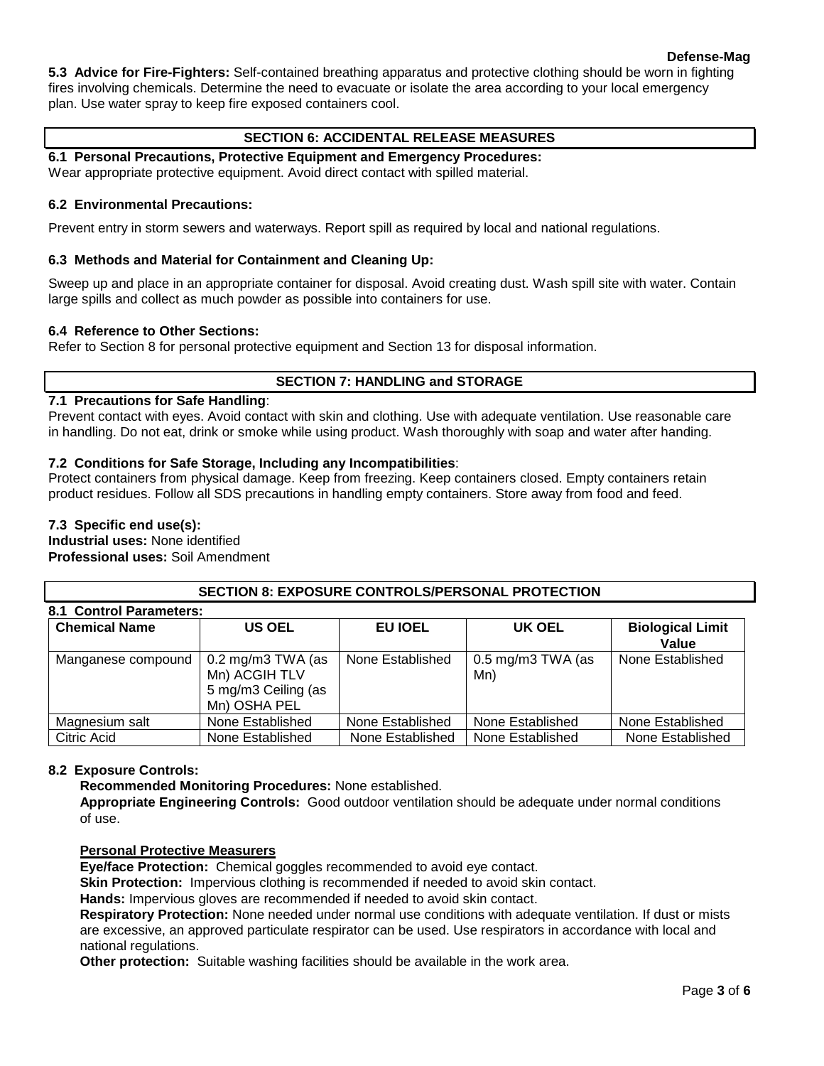**5.3 Advice for Fire-Fighters:** Self-contained breathing apparatus and protective clothing should be worn in fighting fires involving chemicals. Determine the need to evacuate or isolate the area according to your local emergency plan. Use water spray to keep fire exposed containers cool.

## SECTION 6: ACCIDENTAL RELEASE MEASURES

**6.1 Personal Precautions, Protective Equipment and Emergency Procedures:**
Wear appropriate protective equipment. Avoid direct contact with spilled material.

**6.2 Environmental Precautions:**

Prevent entry in storm sewers and waterways. Report spill as required by local and national regulations.

**6.3 Methods and Material for Containment and Cleaning Up:**

Sweep up and place in an appropriate container for disposal. Avoid creating dust. Wash spill site with water. Contain large spills and collect as much powder as possible into containers for use.

**6.4 Reference to Other Sections:**
Refer to Section 8 for personal protective equipment and Section 13 for disposal information.

## SECTION 7: HANDLING and STORAGE

**7.1 Precautions for Safe Handling**:
Prevent contact with eyes. Avoid contact with skin and clothing. Use with adequate ventilation. Use reasonable care in handling. Do not eat, drink or smoke while using product. Wash thoroughly with soap and water after handing.

**7.2 Conditions for Safe Storage, Including any Incompatibilities**:
Protect containers from physical damage. Keep from freezing. Keep containers closed. Empty containers retain product residues. Follow all SDS precautions in handling empty containers. Store away from food and feed.

**7.3 Specific end use(s):**
**Industrial uses:** None identified
**Professional uses:** Soil Amendment

## SECTION 8: EXPOSURE CONTROLS/PERSONAL PROTECTION

**8.1 Control Parameters:**

| Chemical Name | US OEL | EU IOEL | UK OEL | Biological Limit Value |
|---|---|---|---|---|
| Manganese compound | 0.2 mg/m3 TWA (as Mn) ACGIH TLV 5 mg/m3 Ceiling (as Mn) OSHA PEL | None Established | 0.5 mg/m3 TWA (as Mn) | None Established |
| Magnesium salt | None Established | None Established | None Established | None Established |
| Citric Acid | None Established | None Established | None Established | None Established |

**8.2 Exposure Controls:**

**Recommended Monitoring Procedures:** None established.
**Appropriate Engineering Controls:** Good outdoor ventilation should be adequate under normal conditions of use.

**Personal Protective Measurers**
**Eye/face Protection:** Chemical goggles recommended to avoid eye contact.
**Skin Protection:** Impervious clothing is recommended if needed to avoid skin contact.
**Hands:** Impervious gloves are recommended if needed to avoid skin contact.
**Respiratory Protection:** None needed under normal use conditions with adequate ventilation. If dust or mists are excessive, an approved particulate respirator can be used. Use respirators in accordance with local and national regulations.
**Other protection:** Suitable washing facilities should be available in the work area.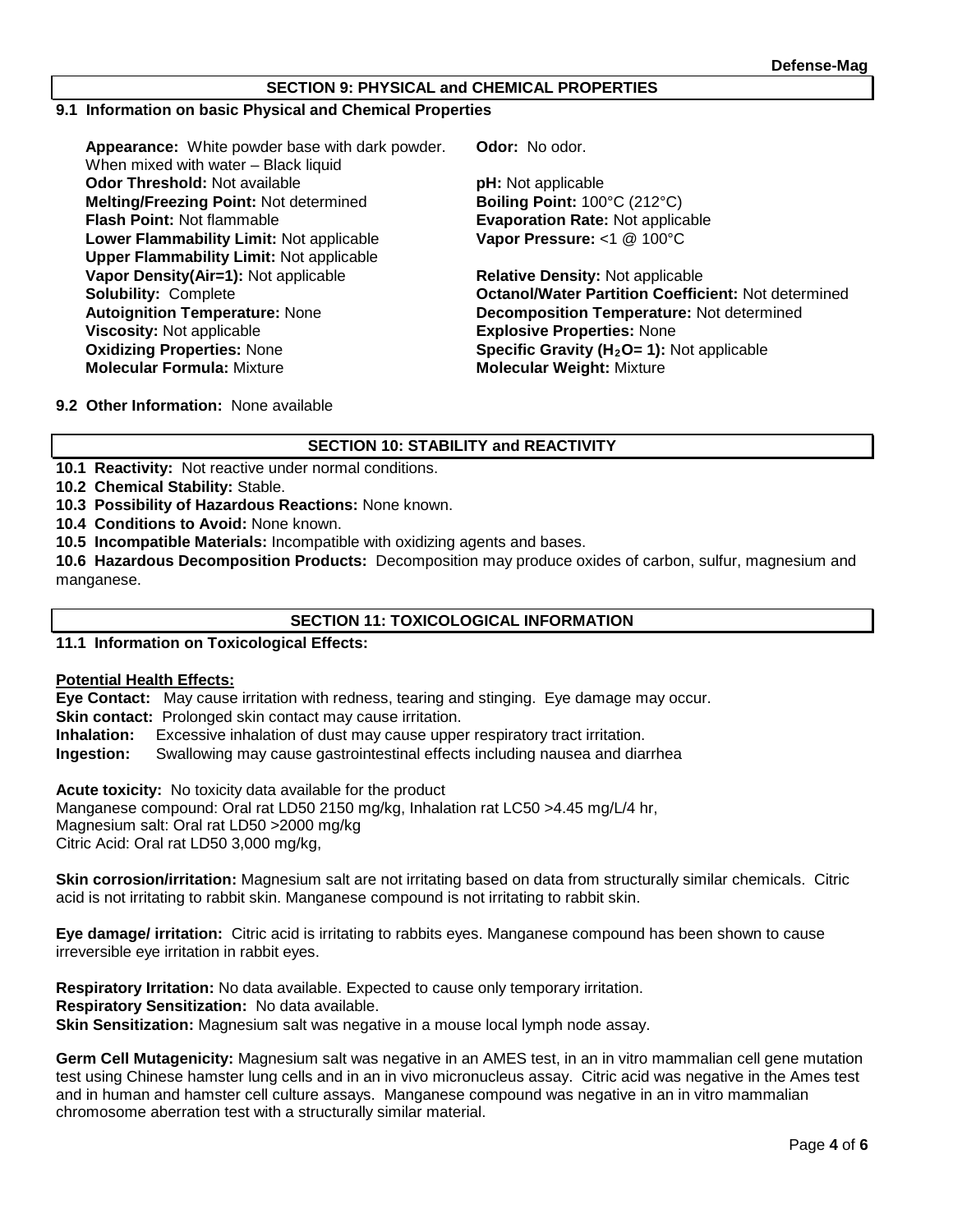## SECTION 9: PHYSICAL and CHEMICAL PROPERTIES

### 9.1 Information on basic Physical and Chemical Properties

**Appearance:** White powder base with dark powder. When mixed with water – Black liquid

**Odor:** No odor.

**Odor Threshold:** Not available

**pH:** Not applicable

**Melting/Freezing Point:** Not determined

**Boiling Point:** 100°C (212°C)

**Flash Point:** Not flammable

**Evaporation Rate:** Not applicable

**Lower Flammability Limit:** Not applicable

**Vapor Pressure:** <1 @ 100°C

**Upper Flammability Limit:** Not applicable

**Vapor Density(Air=1):** Not applicable

**Relative Density:** Not applicable

**Solubility:** Complete

**Octanol/Water Partition Coefficient:** Not determined

**Autoignition Temperature:** None

**Decomposition Temperature:** Not determined

**Viscosity:** Not applicable

**Explosive Properties:** None

**Oxidizing Properties:** None

**Specific Gravity ($H_2O$= 1):** Not applicable

**Molecular Formula:** Mixture

**Molecular Weight:** Mixture

### 9.2 Other Information: None available

## SECTION 10: STABILITY and REACTIVITY

**10.1 Reactivity:** Not reactive under normal conditions.

**10.2 Chemical Stability:** Stable.

**10.3 Possibility of Hazardous Reactions:** None known.

**10.4 Conditions to Avoid:** None known.

**10.5 Incompatible Materials:** Incompatible with oxidizing agents and bases.

**10.6 Hazardous Decomposition Products:** Decomposition may produce oxides of carbon, sulfur, magnesium and manganese.

## SECTION 11: TOXICOLOGICAL INFORMATION

### 11.1 Information on Toxicological Effects:

**Potential Health Effects:**

**Eye Contact:** May cause irritation with redness, tearing and stinging. Eye damage may occur.
**Skin contact:** Prolonged skin contact may cause irritation.
**Inhalation:** Excessive inhalation of dust may cause upper respiratory tract irritation.
**Ingestion:** Swallowing may cause gastrointestinal effects including nausea and diarrhea

**Acute toxicity:** No toxicity data available for the product
Manganese compound: Oral rat LD50 2150 mg/kg, Inhalation rat LC50 >4.45 mg/L/4 hr,
Magnesium salt: Oral rat LD50 >2000 mg/kg
Citric Acid: Oral rat LD50 3,000 mg/kg,

**Skin corrosion/irritation:** Magnesium salt are not irritating based on data from structurally similar chemicals. Citric acid is not irritating to rabbit skin. Manganese compound is not irritating to rabbit skin.

**Eye damage/ irritation:** Citric acid is irritating to rabbits eyes. Manganese compound has been shown to cause irreversible eye irritation in rabbit eyes.

**Respiratory Irritation:** No data available. Expected to cause only temporary irritation.
**Respiratory Sensitization:** No data available.
**Skin Sensitization:** Magnesium salt was negative in a mouse local lymph node assay.

**Germ Cell Mutagenicity:** Magnesium salt was negative in an AMES test, in an in vitro mammalian cell gene mutation test using Chinese hamster lung cells and in an in vivo micronucleus assay. Citric acid was negative in the Ames test and in human and hamster cell culture assays. Manganese compound was negative in an in vitro mammalian chromosome aberration test with a structurally similar material.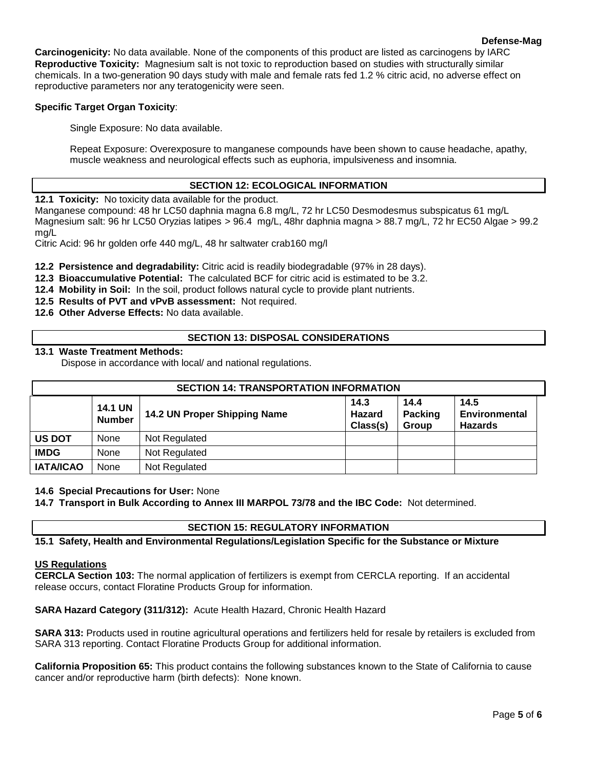**Carcinogenicity:** No data available. None of the components of this product are listed as carcinogens by IARC
**Reproductive Toxicity:** Magnesium salt is not toxic to reproduction based on studies with structurally similar chemicals. In a two-generation 90 days study with male and female rats fed 1.2 % citric acid, no adverse effect on reproductive parameters nor any teratogenicity were seen.

**Specific Target Organ Toxicity**:

Single Exposure: No data available.

Repeat Exposure: Overexposure to manganese compounds have been shown to cause headache, apathy, muscle weakness and neurological effects such as euphoria, impulsiveness and insomnia.

## SECTION 12: ECOLOGICAL INFORMATION

**12.1 Toxicity:** No toxicity data available for the product.
Manganese compound: 48 hr LC50 daphnia magna 6.8 mg/L, 72 hr LC50 Desmodesmus subspicatus 61 mg/L
Magnesium salt: 96 hr LC50 Oryzias latipes > 96.4 mg/L, 48hr daphnia magna > 88.7 mg/L, 72 hr EC50 Algae > 99.2 mg/L
Citric Acid: 96 hr golden orfe 440 mg/L, 48 hr saltwater crab160 mg/l

**12.2 Persistence and degradability:** Citric acid is readily biodegradable (97% in 28 days).
**12.3 Bioaccumulative Potential:** The calculated BCF for citric acid is estimated to be 3.2.
**12.4 Mobility in Soil:** In the soil, product follows natural cycle to provide plant nutrients.
**12.5 Results of PVT and vPvB assessment:** Not required.
**12.6 Other Adverse Effects:** No data available.

## SECTION 13: DISPOSAL CONSIDERATIONS

**13.1 Waste Treatment Methods:**
Dispose in accordance with local/ and national regulations.

## SECTION 14: TRANSPORTATION INFORMATION

| | 14.1 UN Number | 14.2 UN Proper Shipping Name | 14.3 Hazard Class(s) | 14.4 Packing Group | 14.5 Environmental Hazards |
|---|---|---|---|---|---|
| **US DOT** | None | Not Regulated | | | |
| **IMDG** | None | Not Regulated | | | |
| **IATA/ICAO** | None | Not Regulated | | | |

**14.6 Special Precautions for User:** None
**14.7 Transport in Bulk According to Annex III MARPOL 73/78 and the IBC Code:** Not determined.

## SECTION 15: REGULATORY INFORMATION

**15.1 Safety, Health and Environmental Regulations/Legislation Specific for the Substance or Mixture**

**US Regulations**
**CERCLA Section 103:** The normal application of fertilizers is exempt from CERCLA reporting. If an accidental release occurs, contact Floratine Products Group for information.

**SARA Hazard Category (311/312):** Acute Health Hazard, Chronic Health Hazard

**SARA 313:** Products used in routine agricultural operations and fertilizers held for resale by retailers is excluded from SARA 313 reporting. Contact Floratine Products Group for additional information.

**California Proposition 65:** This product contains the following substances known to the State of California to cause cancer and/or reproductive harm (birth defects): None known.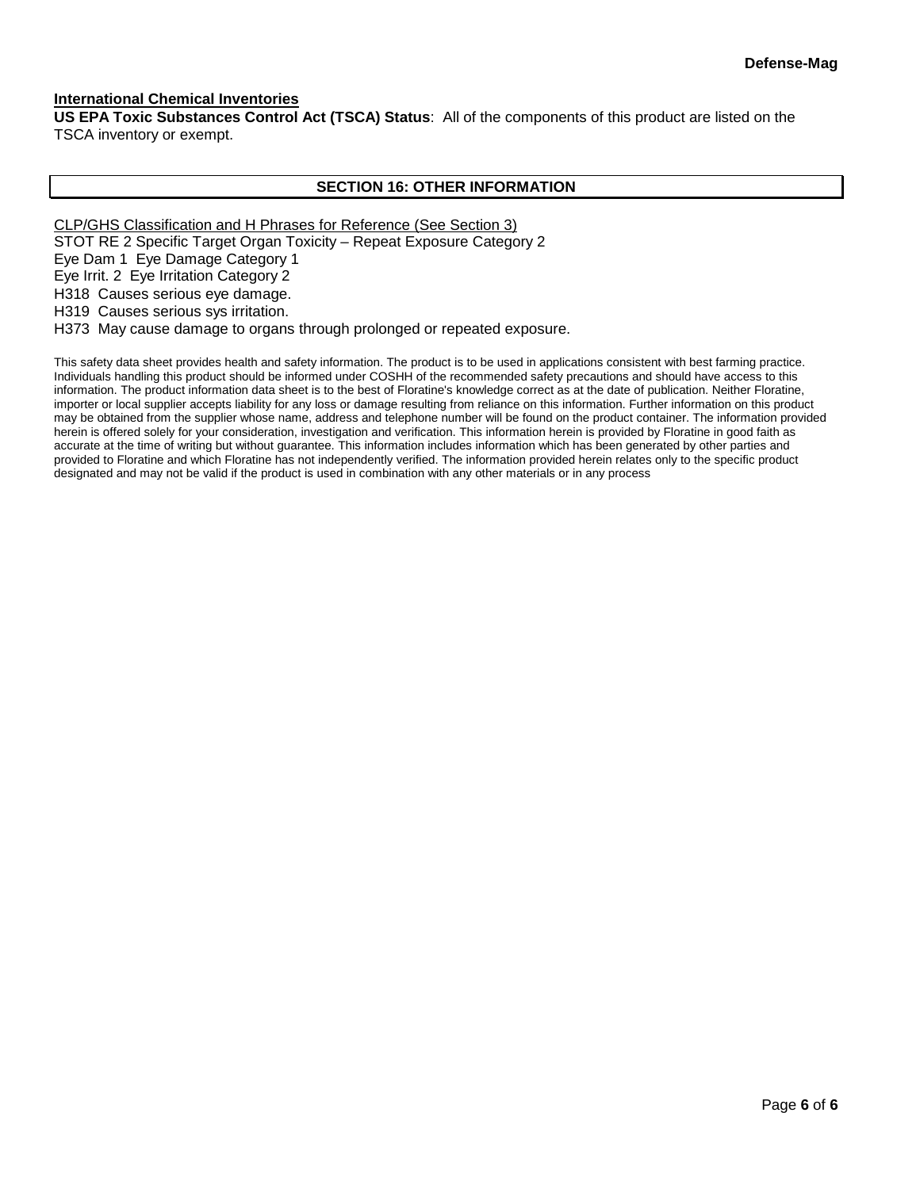**International Chemical Inventories**

**US EPA Toxic Substances Control Act (TSCA) Status**: All of the components of this product are listed on the TSCA inventory or exempt.

## SECTION 16: OTHER INFORMATION

CLP/GHS Classification and H Phrases for Reference (See Section 3)

STOT RE 2 Specific Target Organ Toxicity – Repeat Exposure Category 2

Eye Dam 1 Eye Damage Category 1

Eye Irrit. 2 Eye Irritation Category 2

H318 Causes serious eye damage.

H319 Causes serious sys irritation.

H373 May cause damage to organs through prolonged or repeated exposure.

This safety data sheet provides health and safety information. The product is to be used in applications consistent with best farming practice. Individuals handling this product should be informed under COSHH of the recommended safety precautions and should have access to this information. The product information data sheet is to the best of Floratine's knowledge correct as at the date of publication. Neither Floratine, importer or local supplier accepts liability for any loss or damage resulting from reliance on this information. Further information on this product may be obtained from the supplier whose name, address and telephone number will be found on the product container. The information provided herein is offered solely for your consideration, investigation and verification. This information herein is provided by Floratine in good faith as accurate at the time of writing but without guarantee. This information includes information which has been generated by other parties and provided to Floratine and which Floratine has not independently verified. The information provided herein relates only to the specific product designated and may not be valid if the product is used in combination with any other materials or in any process